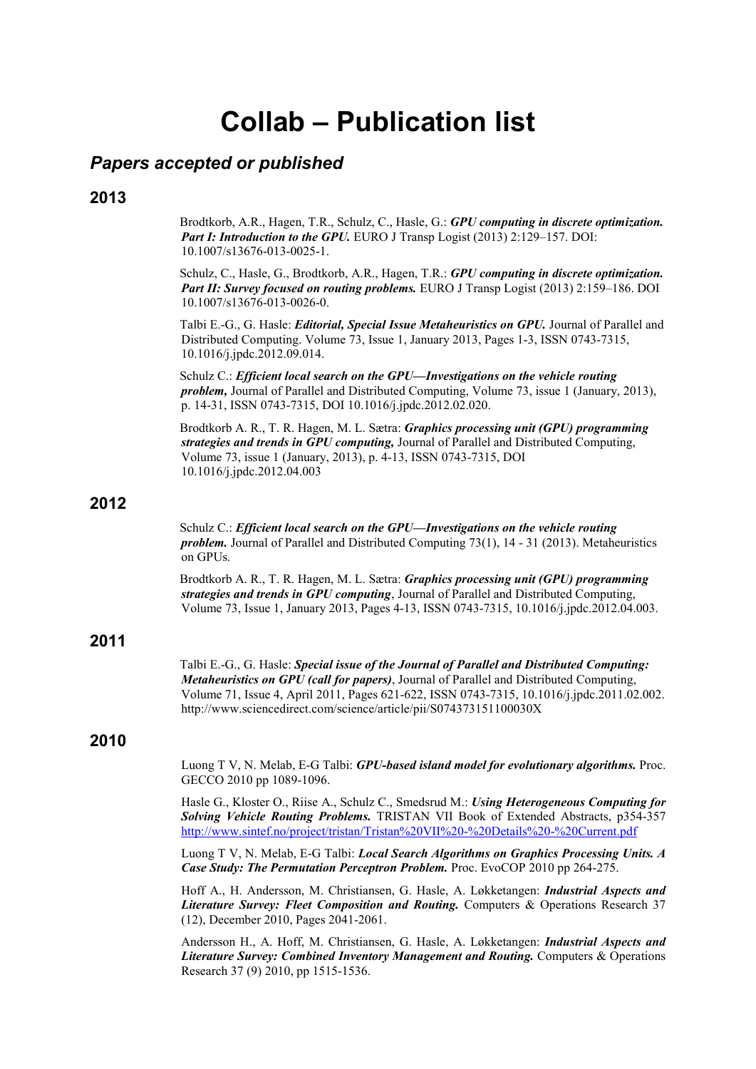# Collab – Publication list

## *Papers accepted or published*

### 2013

Brodtkorb, A.R., Hagen, T.R., Schulz, C., Hasle, G.: ***GPU computing in discrete optimization. Part I: Introduction to the GPU.*** EURO J Transp Logist (2013) 2:129–157. DOI: 10.1007/s13676-013-0025-1.

Schulz, C., Hasle, G., Brodtkorb, A.R., Hagen, T.R.: ***GPU computing in discrete optimization. Part II: Survey focused on routing problems.*** EURO J Transp Logist (2013) 2:159–186. DOI 10.1007/s13676-013-0026-0.

Talbi E.-G., G. Hasle: ***Editorial, Special Issue Metaheuristics on GPU.*** Journal of Parallel and Distributed Computing. Volume 73, Issue 1, January 2013, Pages 1-3, ISSN 0743-7315, 10.1016/j.jpdc.2012.09.014.

Schulz C.: ***Efficient local search on the GPU—Investigations on the vehicle routing problem,*** Journal of Parallel and Distributed Computing, Volume 73, issue 1 (January, 2013), p. 14-31, ISSN 0743-7315, DOI 10.1016/j.jpdc.2012.02.020.

Brodtkorb A. R., T. R. Hagen, M. L. Sætra: ***Graphics processing unit (GPU) programming strategies and trends in GPU computing,*** Journal of Parallel and Distributed Computing, Volume 73, issue 1 (January, 2013), p. 4-13, ISSN 0743-7315, DOI 10.1016/j.jpdc.2012.04.003

### 2012

Schulz C.: ***Efficient local search on the GPU—Investigations on the vehicle routing problem.*** Journal of Parallel and Distributed Computing 73(1), 14 - 31 (2013). Metaheuristics on GPUs.

Brodtkorb A. R., T. R. Hagen, M. L. Sætra: ***Graphics processing unit (GPU) programming strategies and trends in GPU computing***, Journal of Parallel and Distributed Computing, Volume 73, Issue 1, January 2013, Pages 4-13, ISSN 0743-7315, 10.1016/j.jpdc.2012.04.003.

### 2011

Talbi E.-G., G. Hasle: ***Special issue of the Journal of Parallel and Distributed Computing: Metaheuristics on GPU (call for papers)***, Journal of Parallel and Distributed Computing, Volume 71, Issue 4, April 2011, Pages 621-622, ISSN 0743-7315, 10.1016/j.jpdc.2011.02.002. http://www.sciencedirect.com/science/article/pii/S074373151100030X

### 2010

Luong T V, N. Melab, E-G Talbi: ***GPU-based island model for evolutionary algorithms.*** Proc. GECCO 2010 pp 1089-1096.

Hasle G., Kloster O., Riise A., Schulz C., Smedsrud M.: ***Using Heterogeneous Computing for Solving Vehicle Routing Problems.*** TRISTAN VII Book of Extended Abstracts, p354-357 http://www.sintef.no/project/tristan/Tristan%20VII%20-%20Details%20-%20Current.pdf

Luong T V, N. Melab, E-G Talbi: ***Local Search Algorithms on Graphics Processing Units. A Case Study: The Permutation Perceptron Problem.*** Proc. EvoCOP 2010 pp 264-275.

Hoff A., H. Andersson, M. Christiansen, G. Hasle, A. Løkketangen: ***Industrial Aspects and Literature Survey: Fleet Composition and Routing.*** Computers & Operations Research 37 (12), December 2010, Pages 2041-2061.

Andersson H., A. Hoff, M. Christiansen, G. Hasle, A. Løkketangen: ***Industrial Aspects and Literature Survey: Combined Inventory Management and Routing.*** Computers & Operations Research 37 (9) 2010, pp 1515-1536.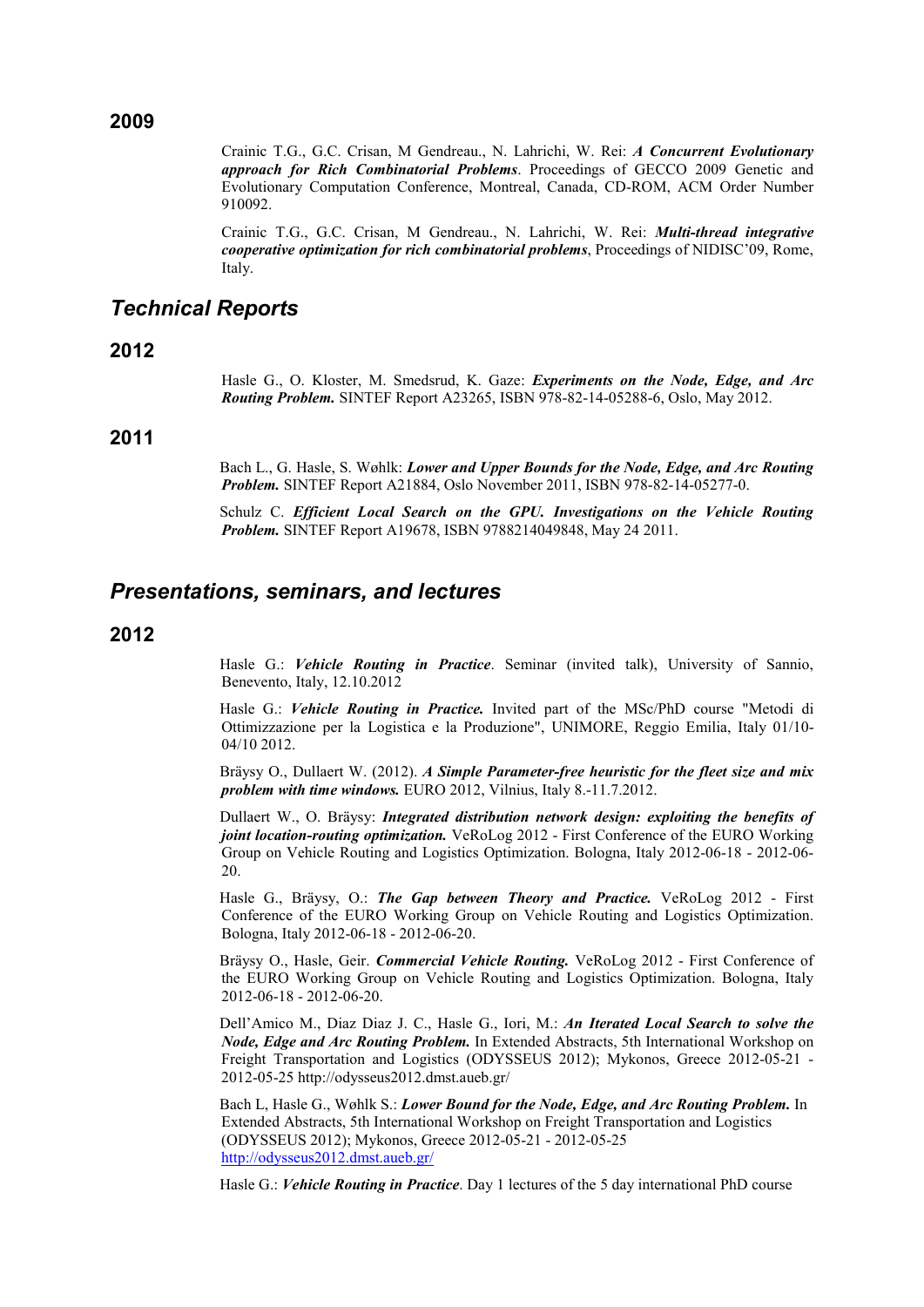## 2009

Crainic T.G., G.C. Crisan, M Gendreau., N. Lahrichi, W. Rei: ***A Concurrent Evolutionary approach for Rich Combinatorial Problems***. Proceedings of GECCO 2009 Genetic and Evolutionary Computation Conference, Montreal, Canada, CD-ROM, ACM Order Number 910092.

Crainic T.G., G.C. Crisan, M Gendreau., N. Lahrichi, W. Rei: ***Multi-thread integrative cooperative optimization for rich combinatorial problems***, Proceedings of NIDISC'09, Rome, Italy.

# *Technical Reports*

## 2012

Hasle G., O. Kloster, M. Smedsrud, K. Gaze: ***Experiments on the Node, Edge, and Arc Routing Problem.*** SINTEF Report A23265, ISBN 978-82-14-05288-6, Oslo, May 2012.

## 2011

Bach L., G. Hasle, S. Wøhlk: ***Lower and Upper Bounds for the Node, Edge, and Arc Routing Problem.*** SINTEF Report A21884, Oslo November 2011, ISBN 978-82-14-05277-0.

Schulz C. ***Efficient Local Search on the GPU. Investigations on the Vehicle Routing Problem.*** SINTEF Report A19678, ISBN 9788214049848, May 24 2011.

# *Presentations, seminars, and lectures*

## 2012

Hasle G.: ***Vehicle Routing in Practice***. Seminar (invited talk), University of Sannio, Benevento, Italy, 12.10.2012

Hasle G.: ***Vehicle Routing in Practice.*** Invited part of the MSc/PhD course "Metodi di Ottimizzazione per la Logistica e la Produzione", UNIMORE, Reggio Emilia, Italy 01/10-04/10 2012.

Bräysy O., Dullaert W. (2012). ***A Simple Parameter-free heuristic for the fleet size and mix problem with time windows.*** EURO 2012, Vilnius, Italy 8.-11.7.2012.

Dullaert W., O. Bräysy: ***Integrated distribution network design: exploiting the benefits of joint location-routing optimization.*** VeRoLog 2012 - First Conference of the EURO Working Group on Vehicle Routing and Logistics Optimization. Bologna, Italy 2012-06-18 - 2012-06-20.

Hasle G., Bräysy, O.: ***The Gap between Theory and Practice.*** VeRoLog 2012 - First Conference of the EURO Working Group on Vehicle Routing and Logistics Optimization. Bologna, Italy 2012-06-18 - 2012-06-20.

Bräysy O., Hasle, Geir. ***Commercial Vehicle Routing.*** VeRoLog 2012 - First Conference of the EURO Working Group on Vehicle Routing and Logistics Optimization. Bologna, Italy 2012-06-18 - 2012-06-20.

Dell'Amico M., Diaz Diaz J. C., Hasle G., Iori, M.: ***An Iterated Local Search to solve the Node, Edge and Arc Routing Problem.*** In Extended Abstracts, 5th International Workshop on Freight Transportation and Logistics (ODYSSEUS 2012); Mykonos, Greece 2012-05-21 - 2012-05-25 http://odysseus2012.dmst.aueb.gr/

Bach L, Hasle G., Wøhlk S.: ***Lower Bound for the Node, Edge, and Arc Routing Problem.*** In Extended Abstracts, 5th International Workshop on Freight Transportation and Logistics (ODYSSEUS 2012); Mykonos, Greece 2012-05-21 - 2012-05-25 http://odysseus2012.dmst.aueb.gr/

Hasle G.: ***Vehicle Routing in Practice***. Day 1 lectures of the 5 day international PhD course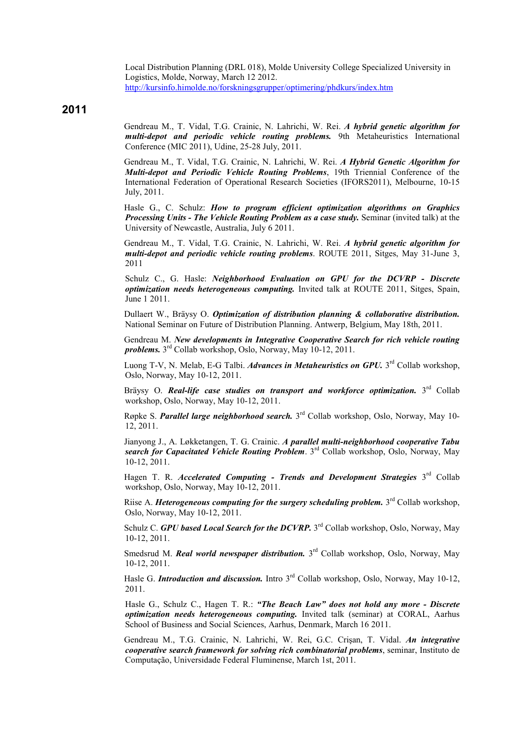Local Distribution Planning (DRL 018), Molde University College Specialized University in Logistics, Molde, Norway, March 12 2012. http://kursinfo.himolde.no/forskningsgrupper/optimering/phdkurs/index.htm

## 2011

Gendreau M., T. Vidal, T.G. Crainic, N. Lahrichi, W. Rei. ***A hybrid genetic algorithm for multi-depot and periodic vehicle routing problems.*** 9th Metaheuristics International Conference (MIC 2011), Udine, 25-28 July, 2011.

Gendreau M., T. Vidal, T.G. Crainic, N. Lahrichi, W. Rei. ***A Hybrid Genetic Algorithm for Multi-depot and Periodic Vehicle Routing Problems***, 19th Triennial Conference of the International Federation of Operational Research Societies (IFORS2011), Melbourne, 10-15 July, 2011.

Hasle G., C. Schulz: ***How to program efficient optimization algorithms on Graphics Processing Units - The Vehicle Routing Problem as a case study.*** Seminar (invited talk) at the University of Newcastle, Australia, July 6 2011.

Gendreau M., T. Vidal, T.G. Crainic, N. Lahrichi, W. Rei. ***A hybrid genetic algorithm for multi-depot and periodic vehicle routing problems***. ROUTE 2011, Sitges, May 31-June 3, 2011

Schulz C., G. Hasle: ***Neighborhood Evaluation on GPU for the DCVRP - Discrete optimization needs heterogeneous computing.*** Invited talk at ROUTE 2011, Sitges, Spain, June 1 2011.

Dullaert W., Bräysy O. ***Optimization of distribution planning & collaborative distribution.*** National Seminar on Future of Distribution Planning. Antwerp, Belgium, May 18th, 2011.

Gendreau M. ***New developments in Integrative Cooperative Search for rich vehicle routing problems.*** 3rd Collab workshop, Oslo, Norway, May 10-12, 2011.

Luong T-V, N. Melab, E-G Talbi. ***Advances in Metaheuristics on GPU.*** 3rd Collab workshop, Oslo, Norway, May 10-12, 2011.

Bräysy O. ***Real-life case studies on transport and workforce optimization.*** 3rd Collab workshop, Oslo, Norway, May 10-12, 2011.

Røpke S. ***Parallel large neighborhood search.*** 3rd Collab workshop, Oslo, Norway, May 10-12, 2011.

Jianyong J., A. Løkketangen, T. G. Crainic. ***A parallel multi-neighborhood cooperative Tabu search for Capacitated Vehicle Routing Problem***. 3rd Collab workshop, Oslo, Norway, May 10-12, 2011.

Hagen T. R. ***Accelerated Computing - Trends and Development Strategies*** 3rd Collab workshop, Oslo, Norway, May 10-12, 2011.

Riise A. ***Heterogeneous computing for the surgery scheduling problem.*** 3rd Collab workshop, Oslo, Norway, May 10-12, 2011.

Schulz C. ***GPU based Local Search for the DCVRP.*** 3rd Collab workshop, Oslo, Norway, May 10-12, 2011.

Smedsrud M. ***Real world newspaper distribution.*** 3rd Collab workshop, Oslo, Norway, May 10-12, 2011.

Hasle G. ***Introduction and discussion.*** Intro 3rd Collab workshop, Oslo, Norway, May 10-12, 2011.

Hasle G., Schulz C., Hagen T. R.: ***"The Beach Law" does not hold any more - Discrete optimization needs heterogeneous computing.*** Invited talk (seminar) at CORAL, Aarhus School of Business and Social Sciences, Aarhus, Denmark, March 16 2011.

Gendreau M., T.G. Crainic, N. Lahrichi, W. Rei, G.C. Crişan, T. Vidal. ***An integrative cooperative search framework for solving rich combinatorial problems***, seminar, Instituto de Computação, Universidade Federal Fluminense, March 1st, 2011.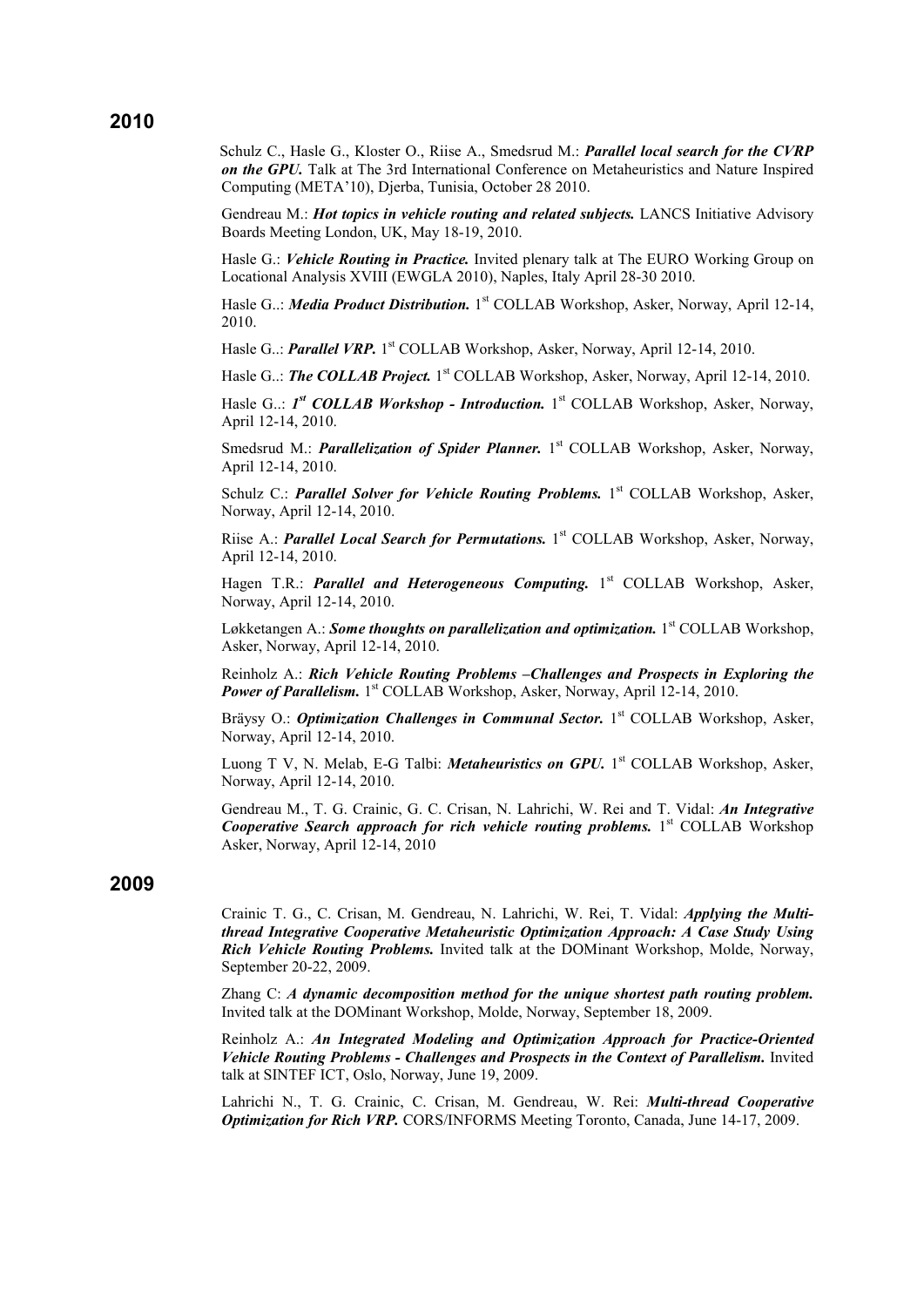## 2010

Schulz C., Hasle G., Kloster O., Riise A., Smedsrud M.: ***Parallel local search for the CVRP on the GPU.*** Talk at The 3rd International Conference on Metaheuristics and Nature Inspired Computing (META'10), Djerba, Tunisia, October 28 2010.

Gendreau M.: ***Hot topics in vehicle routing and related subjects.*** LANCS Initiative Advisory Boards Meeting London, UK, May 18-19, 2010.

Hasle G.: ***Vehicle Routing in Practice.*** Invited plenary talk at The EURO Working Group on Locational Analysis XVIII (EWGLA 2010), Naples, Italy April 28-30 2010.

Hasle G..: ***Media Product Distribution.*** 1st COLLAB Workshop, Asker, Norway, April 12-14, 2010.

Hasle G..: ***Parallel VRP.*** 1st COLLAB Workshop, Asker, Norway, April 12-14, 2010.

Hasle G..: ***The COLLAB Project.*** 1st COLLAB Workshop, Asker, Norway, April 12-14, 2010.

Hasle G..: ***1st COLLAB Workshop - Introduction.*** 1st COLLAB Workshop, Asker, Norway, April 12-14, 2010.

Smedsrud M.: ***Parallelization of Spider Planner.*** 1st COLLAB Workshop, Asker, Norway, April 12-14, 2010.

Schulz C.: ***Parallel Solver for Vehicle Routing Problems.*** 1st COLLAB Workshop, Asker, Norway, April 12-14, 2010.

Riise A.: ***Parallel Local Search for Permutations.*** 1st COLLAB Workshop, Asker, Norway, April 12-14, 2010.

Hagen T.R.: ***Parallel and Heterogeneous Computing.*** 1st COLLAB Workshop, Asker, Norway, April 12-14, 2010.

Løkketangen A.: ***Some thoughts on parallelization and optimization.*** 1st COLLAB Workshop, Asker, Norway, April 12-14, 2010.

Reinholz A.: ***Rich Vehicle Routing Problems –Challenges and Prospects in Exploring the Power of Parallelism.*** 1st COLLAB Workshop, Asker, Norway, April 12-14, 2010.

Bräysy O.: ***Optimization Challenges in Communal Sector.*** 1st COLLAB Workshop, Asker, Norway, April 12-14, 2010.

Luong T V, N. Melab, E-G Talbi: ***Metaheuristics on GPU.*** 1st COLLAB Workshop, Asker, Norway, April 12-14, 2010.

Gendreau M., T. G. Crainic, G. C. Crisan, N. Lahrichi, W. Rei and T. Vidal: ***An Integrative Cooperative Search approach for rich vehicle routing problems.*** 1st COLLAB Workshop Asker, Norway, April 12-14, 2010

## 2009

Crainic T. G., C. Crisan, M. Gendreau, N. Lahrichi, W. Rei, T. Vidal: ***Applying the Multi-thread Integrative Cooperative Metaheuristic Optimization Approach: A Case Study Using Rich Vehicle Routing Problems.*** Invited talk at the DOMinant Workshop, Molde, Norway, September 20-22, 2009.

Zhang C: ***A dynamic decomposition method for the unique shortest path routing problem.*** Invited talk at the DOMinant Workshop, Molde, Norway, September 18, 2009.

Reinholz A.: ***An Integrated Modeling and Optimization Approach for Practice-Oriented Vehicle Routing Problems - Challenges and Prospects in the Context of Parallelism.*** Invited talk at SINTEF ICT, Oslo, Norway, June 19, 2009.

Lahrichi N., T. G. Crainic, C. Crisan, M. Gendreau, W. Rei: ***Multi-thread Cooperative Optimization for Rich VRP.*** CORS/INFORMS Meeting Toronto, Canada, June 14-17, 2009.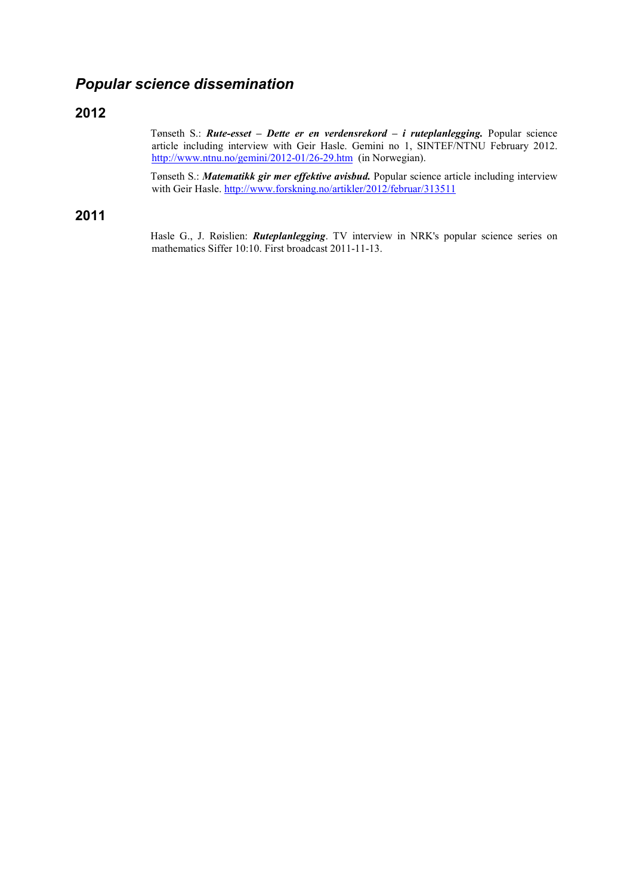## *Popular science dissemination*

### 2012

Tønseth S.: ***Rute-esset – Dette er en verdensrekord – i ruteplanlegging.*** Popular science article including interview with Geir Hasle. Gemini no 1, SINTEF/NTNU February 2012. http://www.ntnu.no/gemini/2012-01/26-29.htm (in Norwegian).

Tønseth S.: ***Matematikk gir mer effektive avisbud.*** Popular science article including interview with Geir Hasle. http://www.forskning.no/artikler/2012/februar/313511

### 2011

Hasle G., J. Røislien: ***Ruteplanlegging***. TV interview in NRK's popular science series on mathematics Siffer 10:10. First broadcast 2011-11-13.